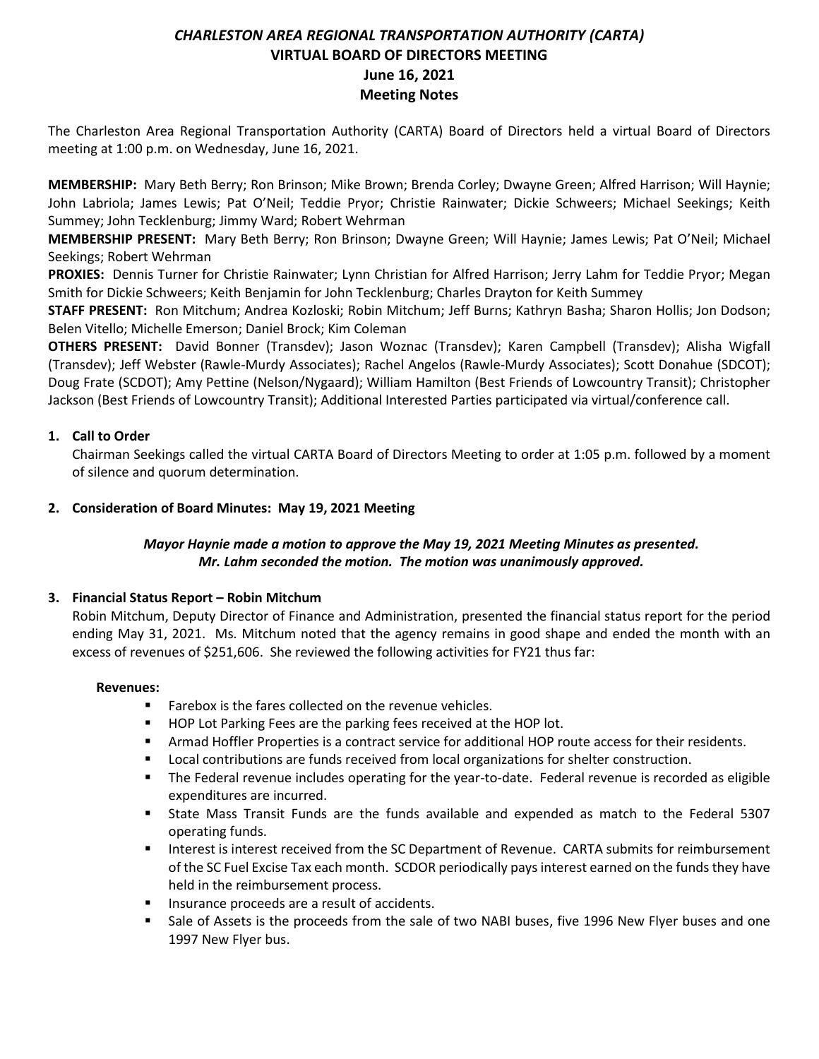# *CHARLESTON AREA REGIONAL TRANSPORTATION AUTHORITY (CARTA)*
## VIRTUAL BOARD OF DIRECTORS MEETING
## June 16, 2021
## Meeting Notes

The Charleston Area Regional Transportation Authority (CARTA) Board of Directors held a virtual Board of Directors meeting at 1:00 p.m. on Wednesday, June 16, 2021.

**MEMBERSHIP:** Mary Beth Berry; Ron Brinson; Mike Brown; Brenda Corley; Dwayne Green; Alfred Harrison; Will Haynie; John Labriola; James Lewis; Pat O'Neil; Teddie Pryor; Christie Rainwater; Dickie Schweers; Michael Seekings; Keith Summey; John Tecklenburg; Jimmy Ward; Robert Wehrman

**MEMBERSHIP PRESENT:** Mary Beth Berry; Ron Brinson; Dwayne Green; Will Haynie; James Lewis; Pat O'Neil; Michael Seekings; Robert Wehrman

**PROXIES:** Dennis Turner for Christie Rainwater; Lynn Christian for Alfred Harrison; Jerry Lahm for Teddie Pryor; Megan Smith for Dickie Schweers; Keith Benjamin for John Tecklenburg; Charles Drayton for Keith Summey

**STAFF PRESENT:** Ron Mitchum; Andrea Kozloski; Robin Mitchum; Jeff Burns; Kathryn Basha; Sharon Hollis; Jon Dodson; Belen Vitello; Michelle Emerson; Daniel Brock; Kim Coleman

**OTHERS PRESENT:** David Bonner (Transdev); Jason Woznac (Transdev); Karen Campbell (Transdev); Alisha Wigfall (Transdev); Jeff Webster (Rawle-Murdy Associates); Rachel Angelos (Rawle-Murdy Associates); Scott Donahue (SDCOT); Doug Frate (SCDOT); Amy Pettine (Nelson/Nygaard); William Hamilton (Best Friends of Lowcountry Transit); Christopher Jackson (Best Friends of Lowcountry Transit); Additional Interested Parties participated via virtual/conference call.

1. **Call to Order**

   Chairman Seekings called the virtual CARTA Board of Directors Meeting to order at 1:05 p.m. followed by a moment of silence and quorum determination.

2. **Consideration of Board Minutes: May 19, 2021 Meeting**

   ***Mayor Haynie made a motion to approve the May 19, 2021 Meeting Minutes as presented. Mr. Lahm seconded the motion. The motion was unanimously approved.***

3. **Financial Status Report – Robin Mitchum**

   Robin Mitchum, Deputy Director of Finance and Administration, presented the financial status report for the period ending May 31, 2021. Ms. Mitchum noted that the agency remains in good shape and ended the month with an excess of revenues of $251,606. She reviewed the following activities for FY21 thus far:

   **Revenues:**

   - Farebox is the fares collected on the revenue vehicles.
   - HOP Lot Parking Fees are the parking fees received at the HOP lot.
   - Armad Hoffler Properties is a contract service for additional HOP route access for their residents.
   - Local contributions are funds received from local organizations for shelter construction.
   - The Federal revenue includes operating for the year-to-date. Federal revenue is recorded as eligible expenditures are incurred.
   - State Mass Transit Funds are the funds available and expended as match to the Federal 5307 operating funds.
   - Interest is interest received from the SC Department of Revenue. CARTA submits for reimbursement of the SC Fuel Excise Tax each month. SCDOR periodically pays interest earned on the funds they have held in the reimbursement process.
   - Insurance proceeds are a result of accidents.
   - Sale of Assets is the proceeds from the sale of two NABI buses, five 1996 New Flyer buses and one 1997 New Flyer bus.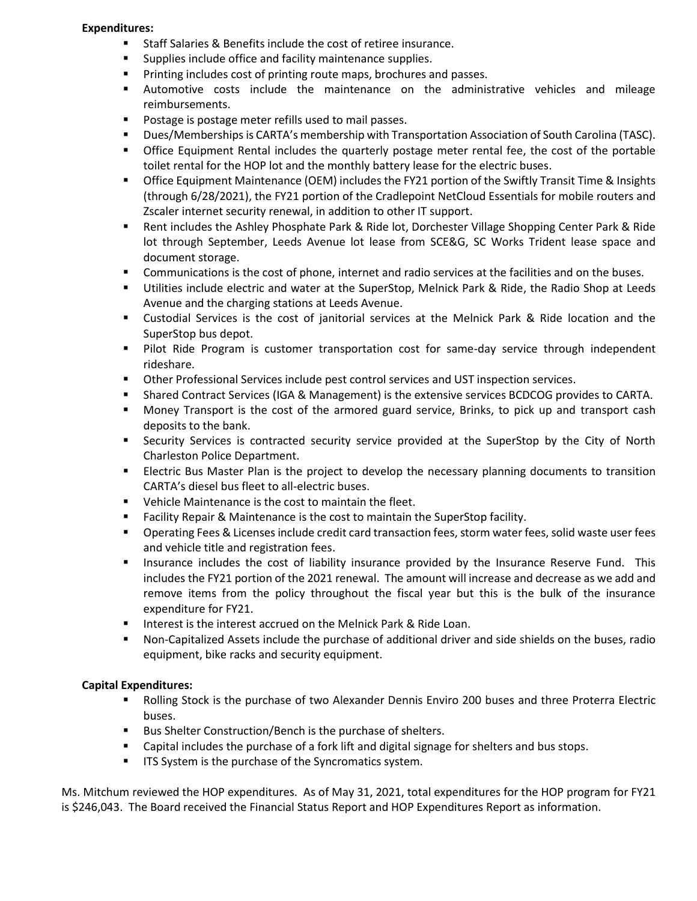**Expenditures:**

- Staff Salaries & Benefits include the cost of retiree insurance.
- Supplies include office and facility maintenance supplies.
- Printing includes cost of printing route maps, brochures and passes.
- Automotive costs include the maintenance on the administrative vehicles and mileage reimbursements.
- Postage is postage meter refills used to mail passes.
- Dues/Memberships is CARTA's membership with Transportation Association of South Carolina (TASC).
- Office Equipment Rental includes the quarterly postage meter rental fee, the cost of the portable toilet rental for the HOP lot and the monthly battery lease for the electric buses.
- Office Equipment Maintenance (OEM) includes the FY21 portion of the Swiftly Transit Time & Insights (through 6/28/2021), the FY21 portion of the Cradlepoint NetCloud Essentials for mobile routers and Zscaler internet security renewal, in addition to other IT support.
- Rent includes the Ashley Phosphate Park & Ride lot, Dorchester Village Shopping Center Park & Ride lot through September, Leeds Avenue lot lease from SCE&G, SC Works Trident lease space and document storage.
- Communications is the cost of phone, internet and radio services at the facilities and on the buses.
- Utilities include electric and water at the SuperStop, Melnick Park & Ride, the Radio Shop at Leeds Avenue and the charging stations at Leeds Avenue.
- Custodial Services is the cost of janitorial services at the Melnick Park & Ride location and the SuperStop bus depot.
- Pilot Ride Program is customer transportation cost for same-day service through independent rideshare.
- Other Professional Services include pest control services and UST inspection services.
- Shared Contract Services (IGA & Management) is the extensive services BCDCOG provides to CARTA.
- Money Transport is the cost of the armored guard service, Brinks, to pick up and transport cash deposits to the bank.
- Security Services is contracted security service provided at the SuperStop by the City of North Charleston Police Department.
- Electric Bus Master Plan is the project to develop the necessary planning documents to transition CARTA's diesel bus fleet to all-electric buses.
- Vehicle Maintenance is the cost to maintain the fleet.
- Facility Repair & Maintenance is the cost to maintain the SuperStop facility.
- Operating Fees & Licenses include credit card transaction fees, storm water fees, solid waste user fees and vehicle title and registration fees.
- Insurance includes the cost of liability insurance provided by the Insurance Reserve Fund. This includes the FY21 portion of the 2021 renewal. The amount will increase and decrease as we add and remove items from the policy throughout the fiscal year but this is the bulk of the insurance expenditure for FY21.
- Interest is the interest accrued on the Melnick Park & Ride Loan.
- Non-Capitalized Assets include the purchase of additional driver and side shields on the buses, radio equipment, bike racks and security equipment.

**Capital Expenditures:**

- Rolling Stock is the purchase of two Alexander Dennis Enviro 200 buses and three Proterra Electric buses.
- Bus Shelter Construction/Bench is the purchase of shelters.
- Capital includes the purchase of a fork lift and digital signage for shelters and bus stops.
- ITS System is the purchase of the Syncromatics system.

Ms. Mitchum reviewed the HOP expenditures. As of May 31, 2021, total expenditures for the HOP program for FY21 is $246,043. The Board received the Financial Status Report and HOP Expenditures Report as information.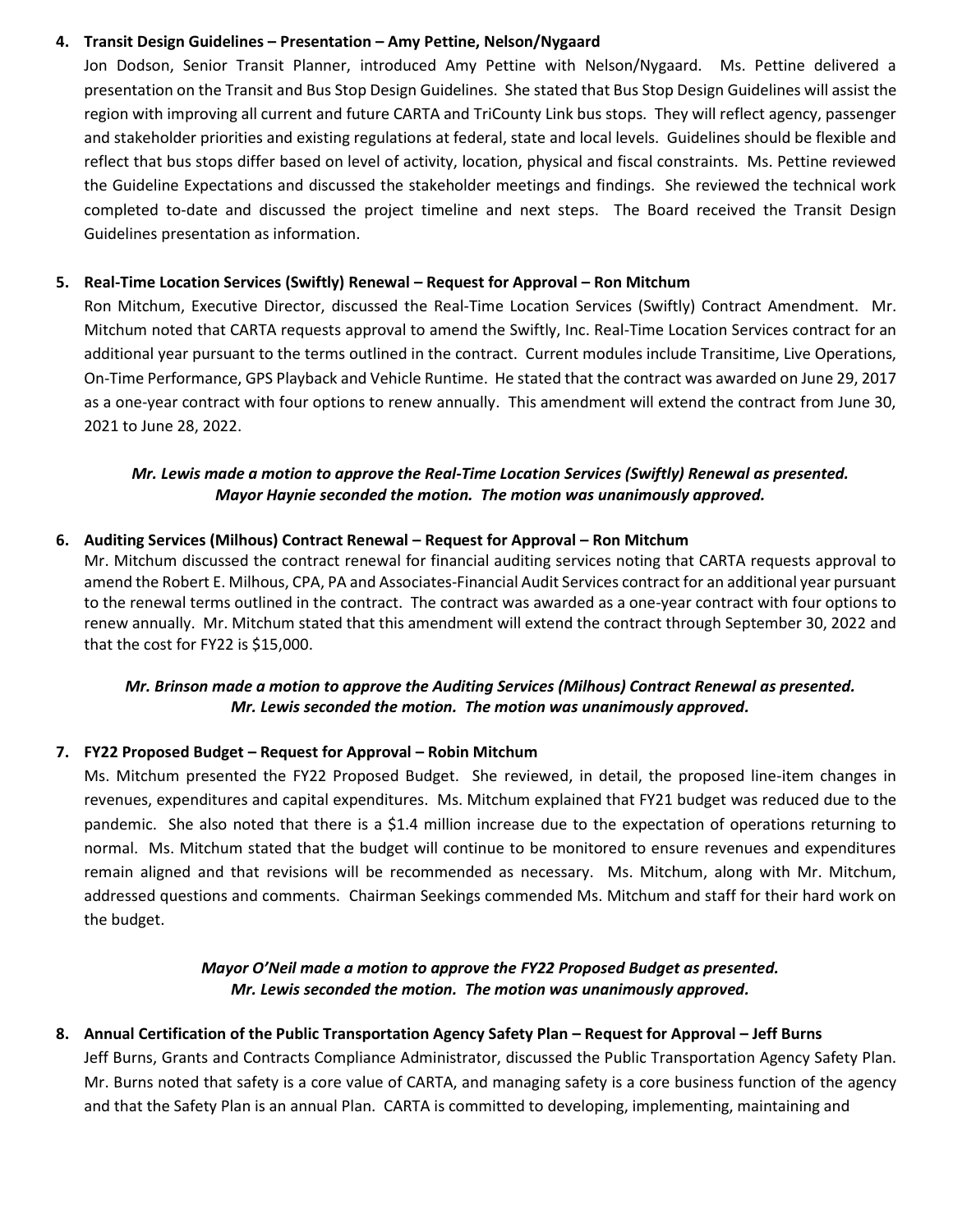**4. Transit Design Guidelines – Presentation – Amy Pettine, Nelson/Nygaard**

Jon Dodson, Senior Transit Planner, introduced Amy Pettine with Nelson/Nygaard. Ms. Pettine delivered a presentation on the Transit and Bus Stop Design Guidelines. She stated that Bus Stop Design Guidelines will assist the region with improving all current and future CARTA and TriCounty Link bus stops. They will reflect agency, passenger and stakeholder priorities and existing regulations at federal, state and local levels. Guidelines should be flexible and reflect that bus stops differ based on level of activity, location, physical and fiscal constraints. Ms. Pettine reviewed the Guideline Expectations and discussed the stakeholder meetings and findings. She reviewed the technical work completed to-date and discussed the project timeline and next steps. The Board received the Transit Design Guidelines presentation as information.

**5. Real-Time Location Services (Swiftly) Renewal – Request for Approval – Ron Mitchum**

Ron Mitchum, Executive Director, discussed the Real-Time Location Services (Swiftly) Contract Amendment. Mr. Mitchum noted that CARTA requests approval to amend the Swiftly, Inc. Real-Time Location Services contract for an additional year pursuant to the terms outlined in the contract. Current modules include Transitime, Live Operations, On-Time Performance, GPS Playback and Vehicle Runtime. He stated that the contract was awarded on June 29, 2017 as a one-year contract with four options to renew annually. This amendment will extend the contract from June 30, 2021 to June 28, 2022.

***Mr. Lewis made a motion to approve the Real-Time Location Services (Swiftly) Renewal as presented. Mayor Haynie seconded the motion. The motion was unanimously approved.***

**6. Auditing Services (Milhous) Contract Renewal – Request for Approval – Ron Mitchum**

Mr. Mitchum discussed the contract renewal for financial auditing services noting that CARTA requests approval to amend the Robert E. Milhous, CPA, PA and Associates-Financial Audit Services contract for an additional year pursuant to the renewal terms outlined in the contract. The contract was awarded as a one-year contract with four options to renew annually. Mr. Mitchum stated that this amendment will extend the contract through September 30, 2022 and that the cost for FY22 is $15,000.

***Mr. Brinson made a motion to approve the Auditing Services (Milhous) Contract Renewal as presented. Mr. Lewis seconded the motion. The motion was unanimously approved.***

**7. FY22 Proposed Budget – Request for Approval – Robin Mitchum**

Ms. Mitchum presented the FY22 Proposed Budget. She reviewed, in detail, the proposed line-item changes in revenues, expenditures and capital expenditures. Ms. Mitchum explained that FY21 budget was reduced due to the pandemic. She also noted that there is a $1.4 million increase due to the expectation of operations returning to normal. Ms. Mitchum stated that the budget will continue to be monitored to ensure revenues and expenditures remain aligned and that revisions will be recommended as necessary. Ms. Mitchum, along with Mr. Mitchum, addressed questions and comments. Chairman Seekings commended Ms. Mitchum and staff for their hard work on the budget.

***Mayor O'Neil made a motion to approve the FY22 Proposed Budget as presented. Mr. Lewis seconded the motion. The motion was unanimously approved.***

**8. Annual Certification of the Public Transportation Agency Safety Plan – Request for Approval – Jeff Burns**

Jeff Burns, Grants and Contracts Compliance Administrator, discussed the Public Transportation Agency Safety Plan. Mr. Burns noted that safety is a core value of CARTA, and managing safety is a core business function of the agency and that the Safety Plan is an annual Plan. CARTA is committed to developing, implementing, maintaining and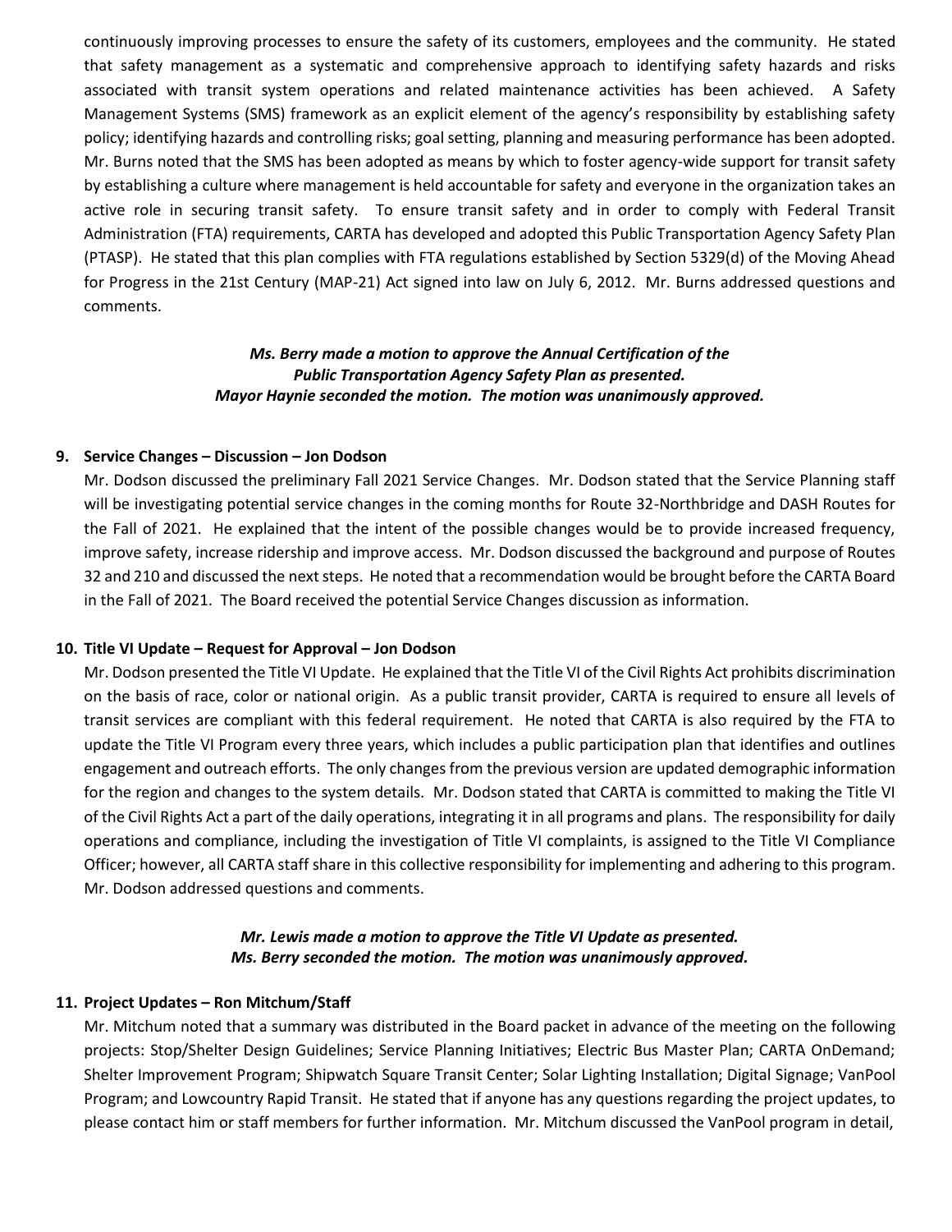continuously improving processes to ensure the safety of its customers, employees and the community. He stated that safety management as a systematic and comprehensive approach to identifying safety hazards and risks associated with transit system operations and related maintenance activities has been achieved. A Safety Management Systems (SMS) framework as an explicit element of the agency's responsibility by establishing safety policy; identifying hazards and controlling risks; goal setting, planning and measuring performance has been adopted. Mr. Burns noted that the SMS has been adopted as means by which to foster agency-wide support for transit safety by establishing a culture where management is held accountable for safety and everyone in the organization takes an active role in securing transit safety. To ensure transit safety and in order to comply with Federal Transit Administration (FTA) requirements, CARTA has developed and adopted this Public Transportation Agency Safety Plan (PTASP). He stated that this plan complies with FTA regulations established by Section 5329(d) of the Moving Ahead for Progress in the 21st Century (MAP-21) Act signed into law on July 6, 2012. Mr. Burns addressed questions and comments.

***Ms. Berry made a motion to approve the Annual Certification of the Public Transportation Agency Safety Plan as presented. Mayor Haynie seconded the motion. The motion was unanimously approved.***

**9. Service Changes – Discussion – Jon Dodson**

Mr. Dodson discussed the preliminary Fall 2021 Service Changes. Mr. Dodson stated that the Service Planning staff will be investigating potential service changes in the coming months for Route 32-Northbridge and DASH Routes for the Fall of 2021. He explained that the intent of the possible changes would be to provide increased frequency, improve safety, increase ridership and improve access. Mr. Dodson discussed the background and purpose of Routes 32 and 210 and discussed the next steps. He noted that a recommendation would be brought before the CARTA Board in the Fall of 2021. The Board received the potential Service Changes discussion as information.

**10. Title VI Update – Request for Approval – Jon Dodson**

Mr. Dodson presented the Title VI Update. He explained that the Title VI of the Civil Rights Act prohibits discrimination on the basis of race, color or national origin. As a public transit provider, CARTA is required to ensure all levels of transit services are compliant with this federal requirement. He noted that CARTA is also required by the FTA to update the Title VI Program every three years, which includes a public participation plan that identifies and outlines engagement and outreach efforts. The only changes from the previous version are updated demographic information for the region and changes to the system details. Mr. Dodson stated that CARTA is committed to making the Title VI of the Civil Rights Act a part of the daily operations, integrating it in all programs and plans. The responsibility for daily operations and compliance, including the investigation of Title VI complaints, is assigned to the Title VI Compliance Officer; however, all CARTA staff share in this collective responsibility for implementing and adhering to this program. Mr. Dodson addressed questions and comments.

***Mr. Lewis made a motion to approve the Title VI Update as presented. Ms. Berry seconded the motion. The motion was unanimously approved.***

**11. Project Updates – Ron Mitchum/Staff**

Mr. Mitchum noted that a summary was distributed in the Board packet in advance of the meeting on the following projects: Stop/Shelter Design Guidelines; Service Planning Initiatives; Electric Bus Master Plan; CARTA OnDemand; Shelter Improvement Program; Shipwatch Square Transit Center; Solar Lighting Installation; Digital Signage; VanPool Program; and Lowcountry Rapid Transit. He stated that if anyone has any questions regarding the project updates, to please contact him or staff members for further information. Mr. Mitchum discussed the VanPool program in detail,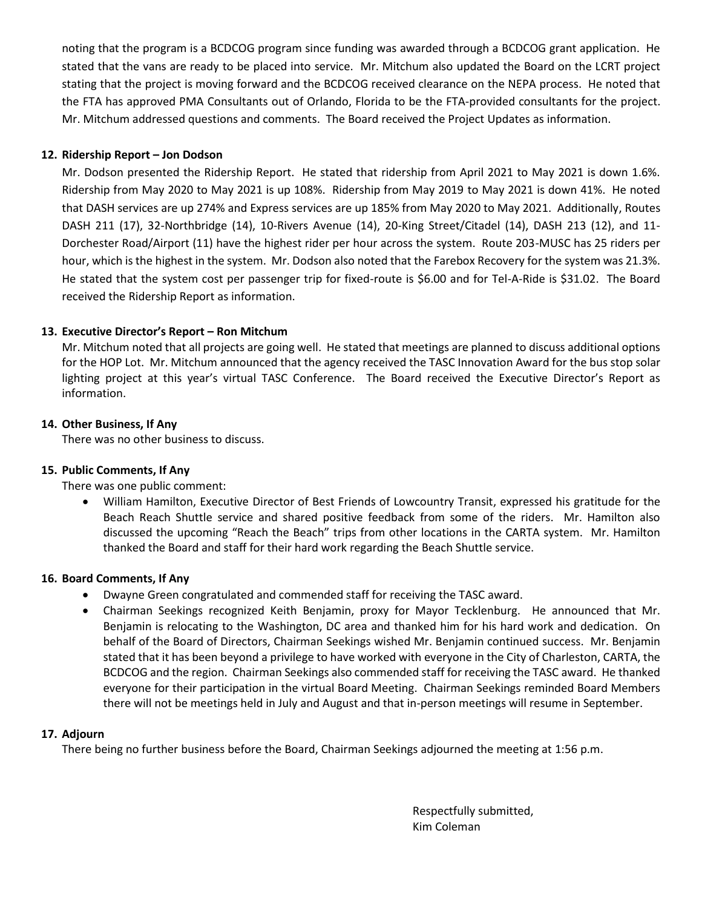noting that the program is a BCDCOG program since funding was awarded through a BCDCOG grant application. He stated that the vans are ready to be placed into service. Mr. Mitchum also updated the Board on the LCRT project stating that the project is moving forward and the BCDCOG received clearance on the NEPA process. He noted that the FTA has approved PMA Consultants out of Orlando, Florida to be the FTA-provided consultants for the project. Mr. Mitchum addressed questions and comments. The Board received the Project Updates as information.

**12. Ridership Report – Jon Dodson**

Mr. Dodson presented the Ridership Report. He stated that ridership from April 2021 to May 2021 is down 1.6%. Ridership from May 2020 to May 2021 is up 108%. Ridership from May 2019 to May 2021 is down 41%. He noted that DASH services are up 274% and Express services are up 185% from May 2020 to May 2021. Additionally, Routes DASH 211 (17), 32-Northbridge (14), 10-Rivers Avenue (14), 20-King Street/Citadel (14), DASH 213 (12), and 11-Dorchester Road/Airport (11) have the highest rider per hour across the system. Route 203-MUSC has 25 riders per hour, which is the highest in the system. Mr. Dodson also noted that the Farebox Recovery for the system was 21.3%. He stated that the system cost per passenger trip for fixed-route is $6.00 and for Tel-A-Ride is $31.02. The Board received the Ridership Report as information.

**13. Executive Director's Report – Ron Mitchum**

Mr. Mitchum noted that all projects are going well. He stated that meetings are planned to discuss additional options for the HOP Lot. Mr. Mitchum announced that the agency received the TASC Innovation Award for the bus stop solar lighting project at this year's virtual TASC Conference. The Board received the Executive Director's Report as information.

**14. Other Business, If Any**

There was no other business to discuss.

**15. Public Comments, If Any**

There was one public comment:

- William Hamilton, Executive Director of Best Friends of Lowcountry Transit, expressed his gratitude for the Beach Reach Shuttle service and shared positive feedback from some of the riders. Mr. Hamilton also discussed the upcoming "Reach the Beach" trips from other locations in the CARTA system. Mr. Hamilton thanked the Board and staff for their hard work regarding the Beach Shuttle service.

**16. Board Comments, If Any**

- Dwayne Green congratulated and commended staff for receiving the TASC award.
- Chairman Seekings recognized Keith Benjamin, proxy for Mayor Tecklenburg. He announced that Mr. Benjamin is relocating to the Washington, DC area and thanked him for his hard work and dedication. On behalf of the Board of Directors, Chairman Seekings wished Mr. Benjamin continued success. Mr. Benjamin stated that it has been beyond a privilege to have worked with everyone in the City of Charleston, CARTA, the BCDCOG and the region. Chairman Seekings also commended staff for receiving the TASC award. He thanked everyone for their participation in the virtual Board Meeting. Chairman Seekings reminded Board Members there will not be meetings held in July and August and that in-person meetings will resume in September.

**17. Adjourn**

There being no further business before the Board, Chairman Seekings adjourned the meeting at 1:56 p.m.

Respectfully submitted,
Kim Coleman